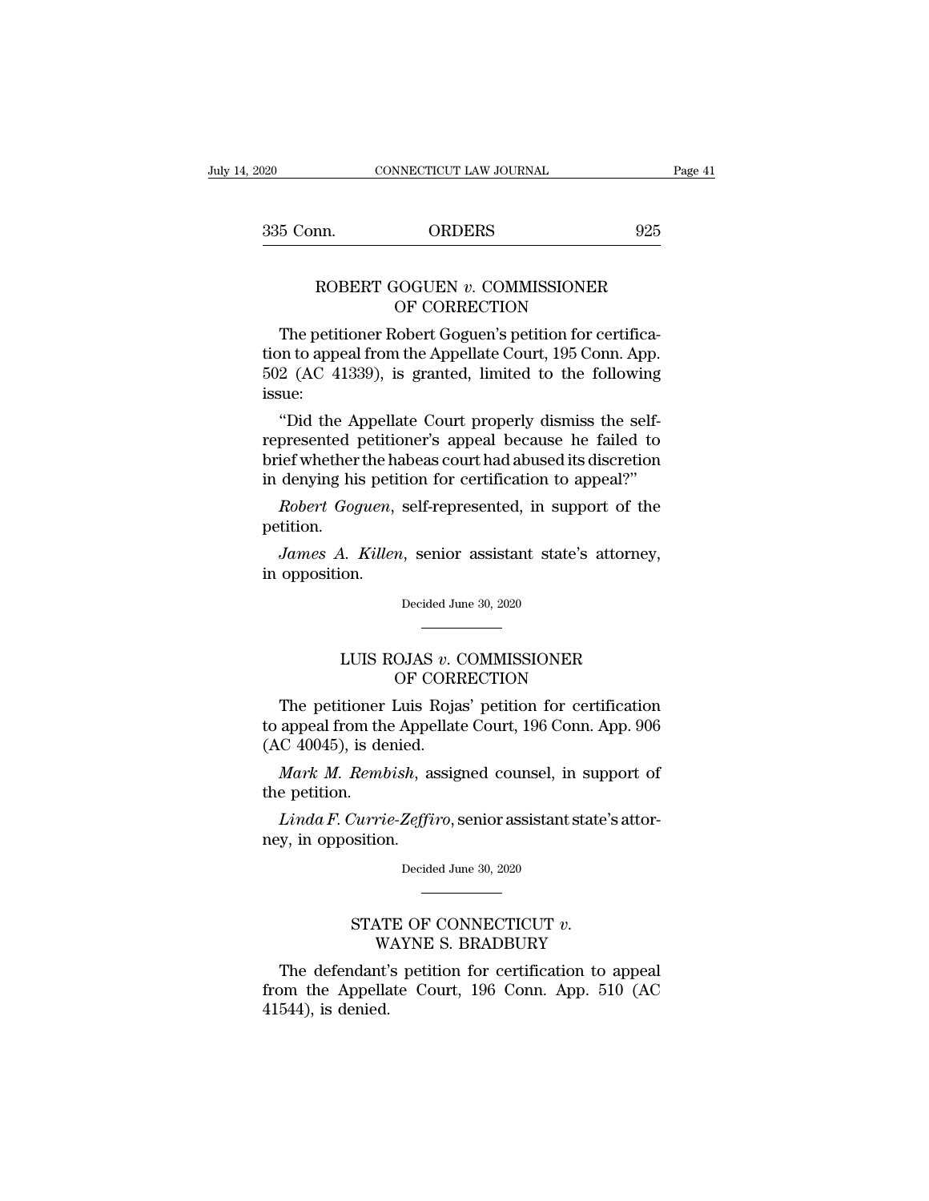## ROBERT GOGUEN *v.* COMMISSIONER OF CORRECTION

The petitioner Robert Goguen's petition for certification to appeal from the Appellate Court, 195 Conn. App. 502 (AC 41339), is granted, limited to the following issue:

"Did the Appellate Court properly dismiss the self-represented petitioner's appeal because he failed to brief whether the habeas court had abused its discretion in denying his petition for certification to appeal?"

*Robert Goguen*, self-represented, in support of the petition.

*James A. Killen*, senior assistant state's attorney, in opposition.

Decided June 30, 2020

---

## LUIS ROJAS *v.* COMMISSIONER OF CORRECTION

The petitioner Luis Rojas' petition for certification to appeal from the Appellate Court, 196 Conn. App. 906 (AC 40045), is denied.

*Mark M. Rembish*, assigned counsel, in support of the petition.

*Linda F. Currie-Zeffiro*, senior assistant state's attorney, in opposition.

Decided June 30, 2020

---

## STATE OF CONNECTICUT *v.* WAYNE S. BRADBURY

The defendant's petition for certification to appeal from the Appellate Court, 196 Conn. App. 510 (AC 41544), is denied.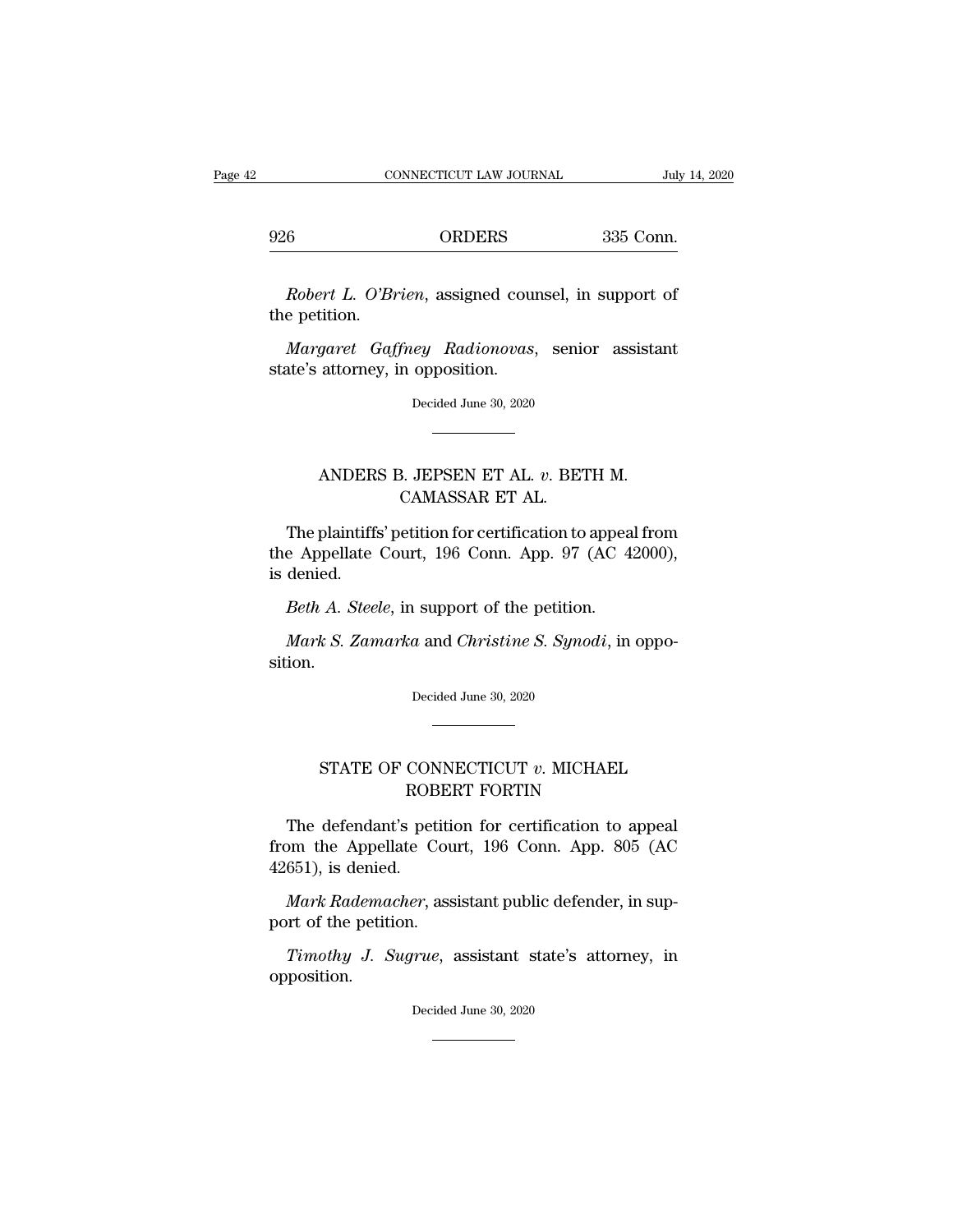*Robert L. O'Brien*, assigned counsel, in support of the petition.

*Margaret Gaffney Radionovas*, senior assistant state's attorney, in opposition.

Decided June 30, 2020

## ANDERS B. JEPSEN ET AL. *v.* BETH M. CAMASSAR ET AL.

The plaintiffs' petition for certification to appeal from the Appellate Court, 196 Conn. App. 97 (AC 42000), is denied.

*Beth A. Steele*, in support of the petition.

*Mark S. Zamarka* and *Christine S. Synodi*, in opposition.

Decided June 30, 2020

## STATE OF CONNECTICUT *v.* MICHAEL ROBERT FORTIN

The defendant's petition for certification to appeal from the Appellate Court, 196 Conn. App. 805 (AC 42651), is denied.

*Mark Rademacher*, assistant public defender, in support of the petition.

*Timothy J. Sugrue*, assistant state's attorney, in opposition.

Decided June 30, 2020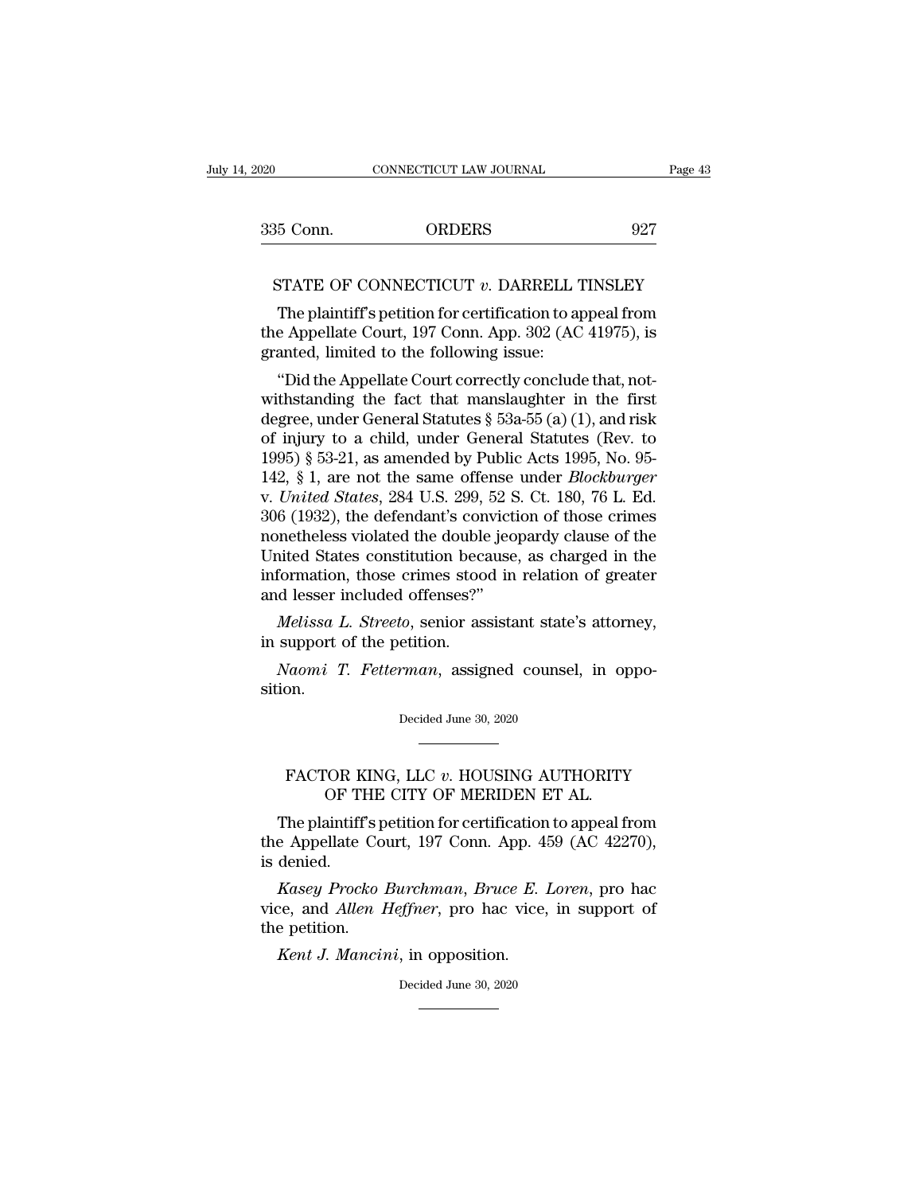STATE OF CONNECTICUT *v.* DARRELL TINSLEY

The plaintiff's petition for certification to appeal from the Appellate Court, 197 Conn. App. 302 (AC 41975), is granted, limited to the following issue:

"Did the Appellate Court correctly conclude that, notwithstanding the fact that manslaughter in the first degree, under General Statutes § 53a-55 (a) (1), and risk of injury to a child, under General Statutes (Rev. to 1995) § 53-21, as amended by Public Acts 1995, No. 95-142, § 1, are not the same offense under *Blockburger* v. *United States*, 284 U.S. 299, 52 S. Ct. 180, 76 L. Ed. 306 (1932), the defendant's conviction of those crimes nonetheless violated the double jeopardy clause of the United States constitution because, as charged in the information, those crimes stood in relation of greater and lesser included offenses?"

*Melissa L. Streeto*, senior assistant state's attorney, in support of the petition.

*Naomi T. Fetterman*, assigned counsel, in opposition.

Decided June 30, 2020

FACTOR KING, LLC *v.* HOUSING AUTHORITY OF THE CITY OF MERIDEN ET AL.

The plaintiff's petition for certification to appeal from the Appellate Court, 197 Conn. App. 459 (AC 42270), is denied.

*Kasey Procko Burchman*, *Bruce E. Loren*, pro hac vice, and *Allen Heffner*, pro hac vice, in support of the petition.

*Kent J. Mancini*, in opposition.

Decided June 30, 2020